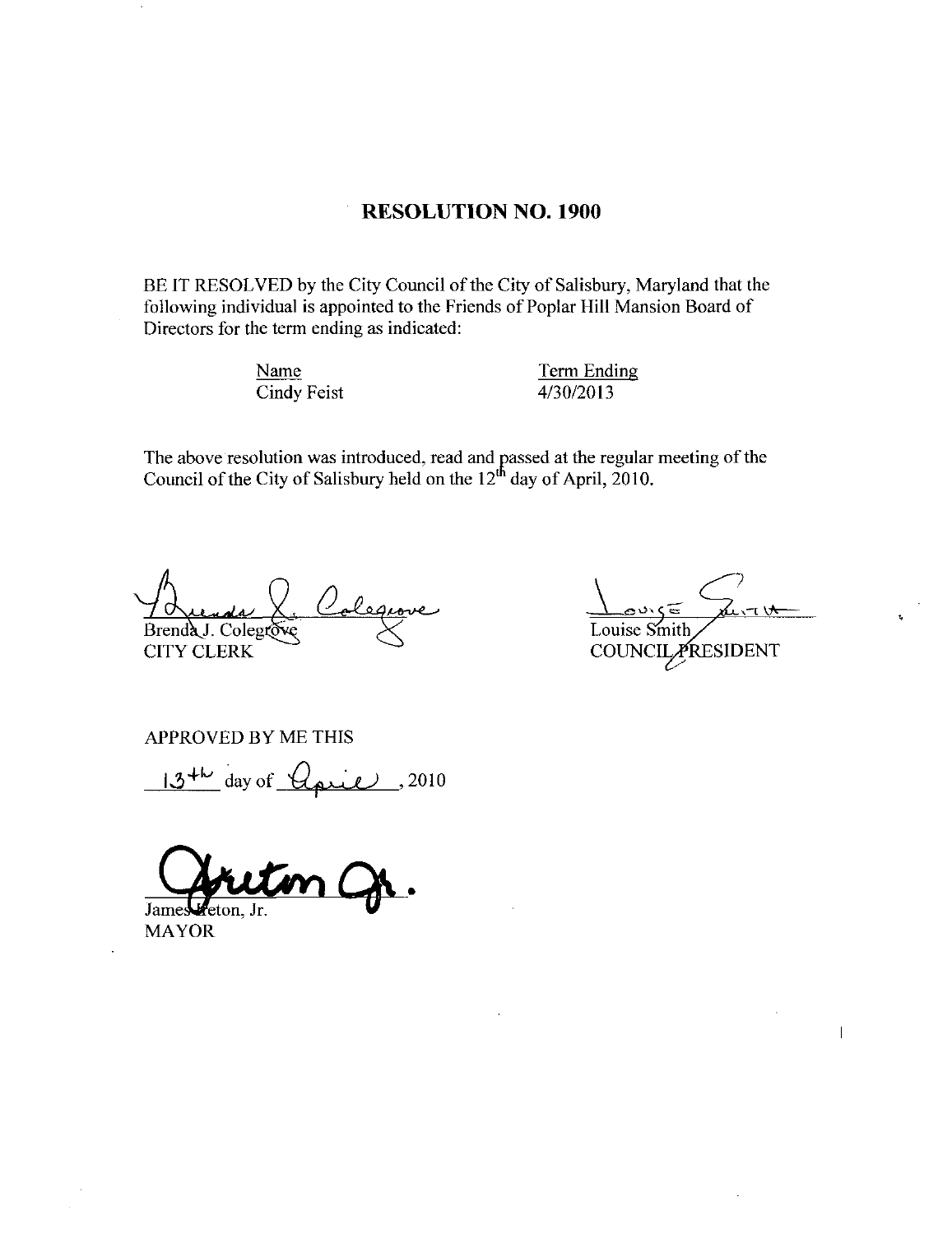# RESOLUTION NO. 1900

BE IT RESOLVED by the City Council of the City of Salisbury, Maryland that the following individual is appointed to the Friends of Poplar Hill Mansion Board of Directors for the term ending as indicated:

| Name | Term Ending |
| --- | --- |
| Cindy Feist | 4/30/2013 |

The above resolution was introduced, read and passed at the regular meeting of the Council of the City of Salisbury held on the 12th day of April, 2010.

Brenda J. Colegrove
CITY CLERK

Louise Smith
COUNCIL PRESIDENT

APPROVED BY ME THIS

13th day of April, 2010

James Ireton, Jr.
MAYOR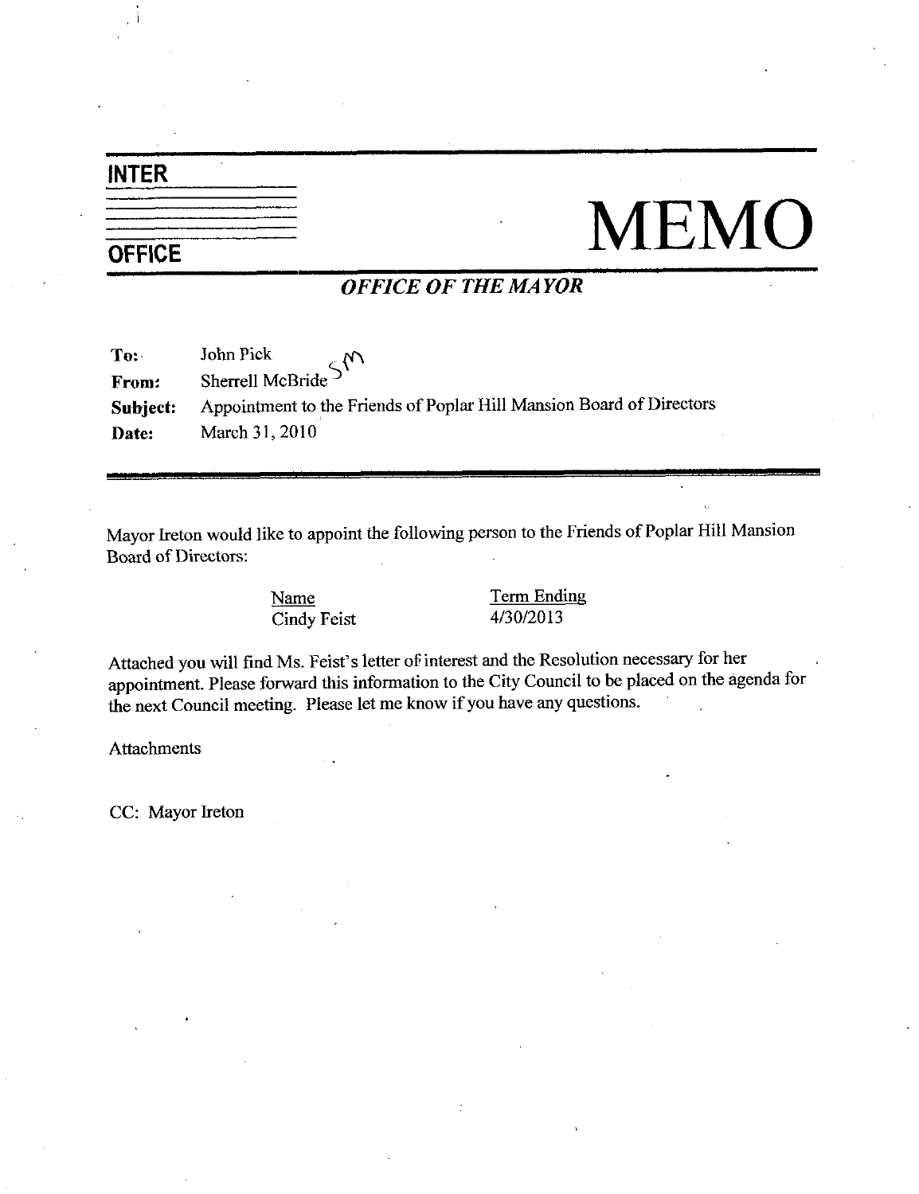# INTER OFFICE MEMO

## *OFFICE OF THE MAYOR*

**To:** John Pick

**From:** Sherrell McBride SM

**Subject:** Appointment to the Friends of Poplar Hill Mansion Board of Directors

**Date:** March 31, 2010

---

Mayor Ireton would like to appoint the following person to the Friends of Poplar Hill Mansion Board of Directors:

| Name | Term Ending |
| --- | --- |
| Cindy Feist | 4/30/2013 |

Attached you will find Ms. Feist's letter of interest and the Resolution necessary for her appointment. Please forward this information to the City Council to be placed on the agenda for the next Council meeting. Please let me know if you have any questions.

Attachments

CC: Mayor Ireton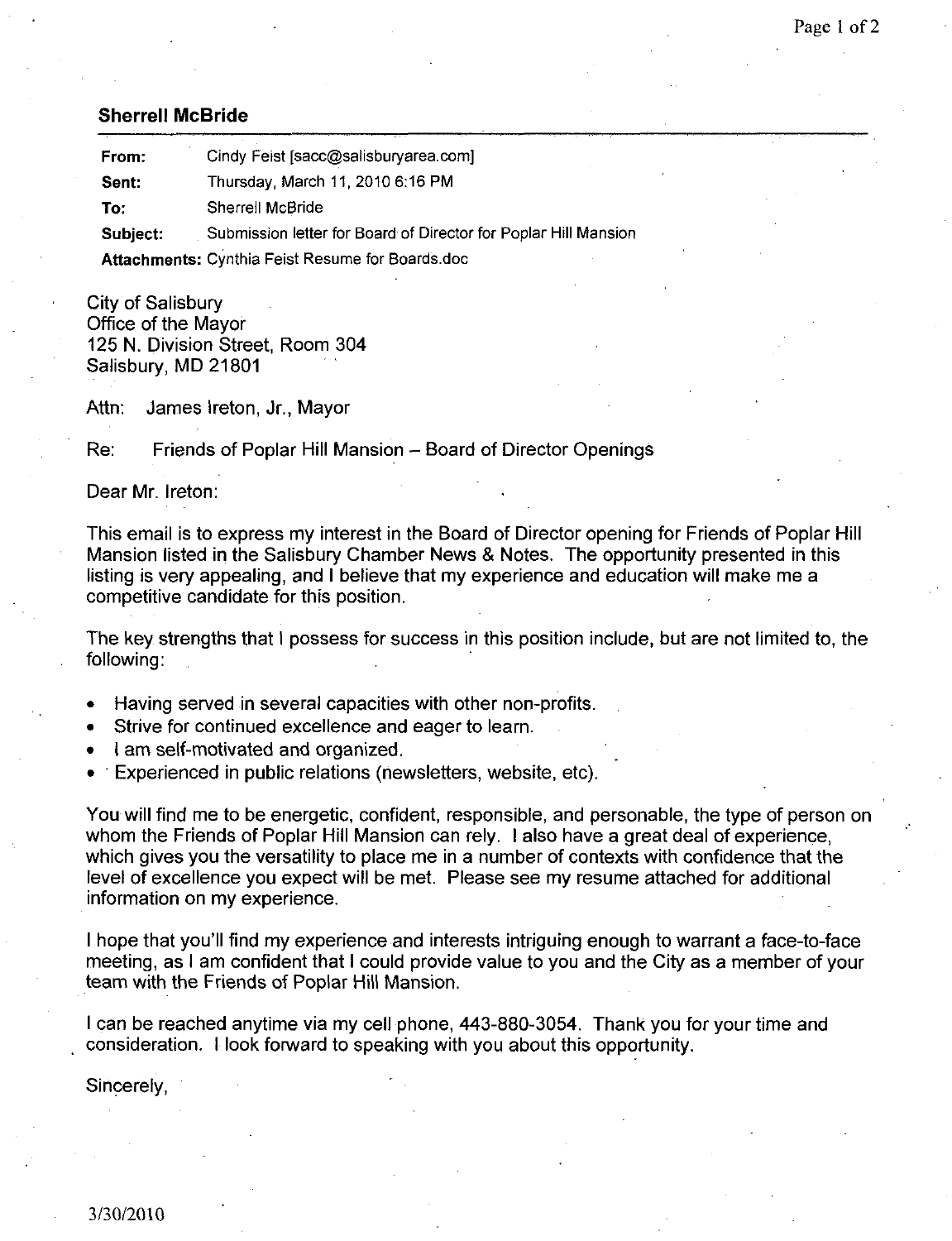**Sherrell McBride**

| | |
|---|---|
| **From:** | Cindy Feist [sacc@salisburyarea.com] |
| **Sent:** | Thursday, March 11, 2010 6:16 PM |
| **To:** | Sherrell McBride |
| **Subject:** | Submission letter for Board of Director for Poplar Hill Mansion |
| **Attachments:** | Cynthia Feist Resume for Boards.doc |

City of Salisbury
Office of the Mayor
125 N. Division Street, Room 304
Salisbury, MD 21801

Attn: James Ireton, Jr., Mayor

Re: Friends of Poplar Hill Mansion – Board of Director Openings

Dear Mr. Ireton:

This email is to express my interest in the Board of Director opening for Friends of Poplar Hill Mansion listed in the Salisbury Chamber News & Notes. The opportunity presented in this listing is very appealing, and I believe that my experience and education will make me a competitive candidate for this position.

The key strengths that I possess for success in this position include, but are not limited to, the following:

- Having served in several capacities with other non-profits.
- Strive for continued excellence and eager to learn.
- I am self-motivated and organized.
- Experienced in public relations (newsletters, website, etc).

You will find me to be energetic, confident, responsible, and personable, the type of person on whom the Friends of Poplar Hill Mansion can rely. I also have a great deal of experience, which gives you the versatility to place me in a number of contexts with confidence that the level of excellence you expect will be met. Please see my resume attached for additional information on my experience.

I hope that you'll find my experience and interests intriguing enough to warrant a face-to-face meeting, as I am confident that I could provide value to you and the City as a member of your team with the Friends of Poplar Hill Mansion.

I can be reached anytime via my cell phone, 443-880-3054. Thank you for your time and consideration. I look forward to speaking with you about this opportunity.

Sincerely,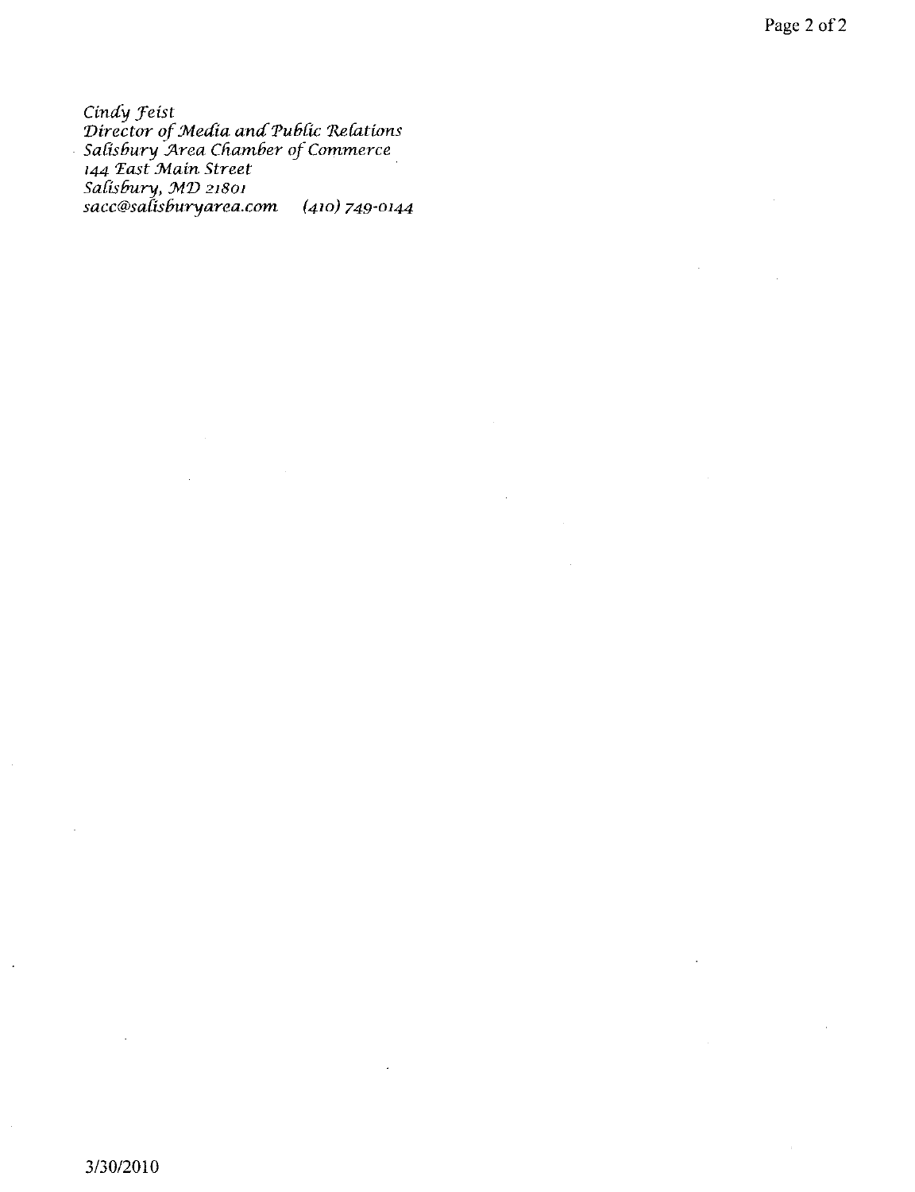*Cindy Feist*
*Director of Media and Public Relations*
*Salisbury Area Chamber of Commerce*
*144 East Main Street*
*Salisbury, MD 21801*
*sacc@salisburyarea.com (410) 749-0144*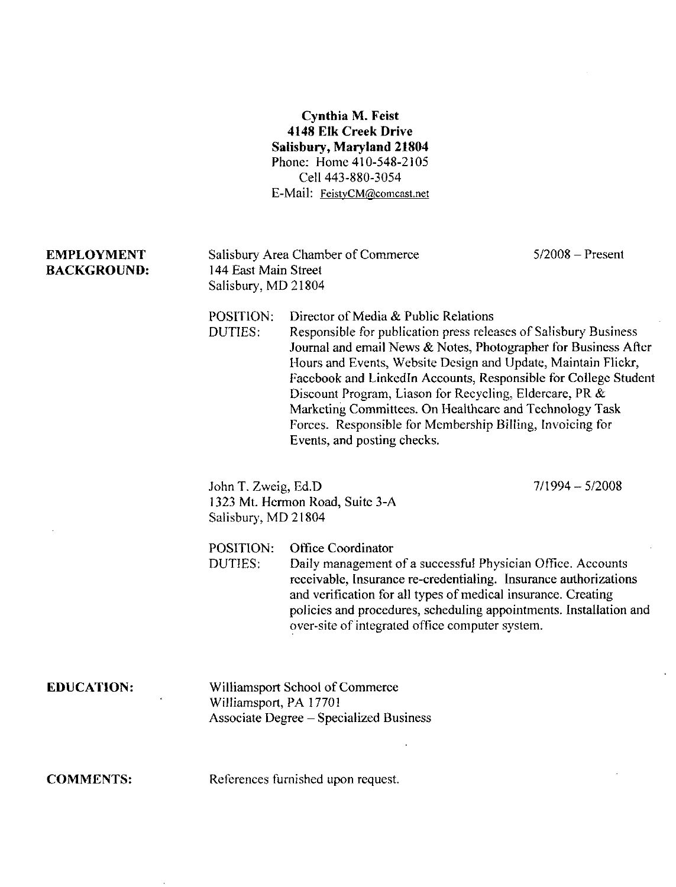**Cynthia M. Feist**
**4148 Elk Creek Drive**
**Salisbury, Maryland 21804**
Phone: Home 410-548-2105
Cell 443-880-3054
E-Mail: FeistyCM@comcast.net

**EMPLOYMENT BACKGROUND:**

Salisbury Area Chamber of Commerce — 5/2008 – Present
144 East Main Street
Salisbury, MD 21804

POSITION: Director of Media & Public Relations
DUTIES: Responsible for publication press releases of Salisbury Business Journal and email News & Notes, Photographer for Business After Hours and Events, Website Design and Update, Maintain Flickr, Facebook and LinkedIn Accounts, Responsible for College Student Discount Program, Liason for Recycling, Eldercare, PR & Marketing Committees. On Healthcare and Technology Task Forces. Responsible for Membership Billing, Invoicing for Events, and posting checks.

John T. Zweig, Ed.D — 7/1994 – 5/2008
1323 Mt. Hermon Road, Suite 3-A
Salisbury, MD 21804

POSITION: Office Coordinator
DUTIES: Daily management of a successful Physician Office. Accounts receivable, Insurance re-credentialing. Insurance authorizations and verification for all types of medical insurance. Creating policies and procedures, scheduling appointments. Installation and over-site of integrated office computer system.

**EDUCATION:**

Williamsport School of Commerce
Williamsport, PA 17701
Associate Degree – Specialized Business

**COMMENTS:**

References furnished upon request.